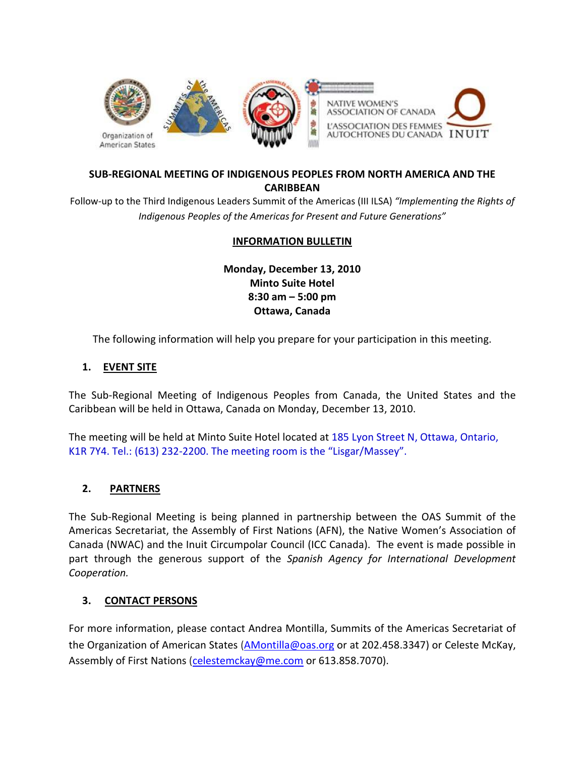Organization of American States

NATIVE WOMEN'S ASSOCIATION OF CANADA
L'ASSOCIATION DES FEMMES AUTOCHTONES DU CANADA

INUIT

**SUB-REGIONAL MEETING OF INDIGENOUS PEOPLES FROM NORTH AMERICA AND THE CARIBBEAN**

Follow-up to the Third Indigenous Leaders Summit of the Americas (III ILSA) *"Implementing the Rights of Indigenous Peoples of the Americas for Present and Future Generations"*

**INFORMATION BULLETIN**

**Monday, December 13, 2010**
**Minto Suite Hotel**
**8:30 am – 5:00 pm**
**Ottawa, Canada**

The following information will help you prepare for your participation in this meeting.

## 1. EVENT SITE

The Sub-Regional Meeting of Indigenous Peoples from Canada, the United States and the Caribbean will be held in Ottawa, Canada on Monday, December 13, 2010.

The meeting will be held at Minto Suite Hotel located at 185 Lyon Street N, Ottawa, Ontario, K1R 7Y4. Tel.: (613) 232-2200. The meeting room is the "Lisgar/Massey".

## 2. PARTNERS

The Sub-Regional Meeting is being planned in partnership between the OAS Summit of the Americas Secretariat, the Assembly of First Nations (AFN), the Native Women's Association of Canada (NWAC) and the Inuit Circumpolar Council (ICC Canada). The event is made possible in part through the generous support of the *Spanish Agency for International Development Cooperation.*

## 3. CONTACT PERSONS

For more information, please contact Andrea Montilla, Summits of the Americas Secretariat of the Organization of American States (AMontilla@oas.org or at 202.458.3347) or Celeste McKay, Assembly of First Nations (celestemckay@me.com or 613.858.7070).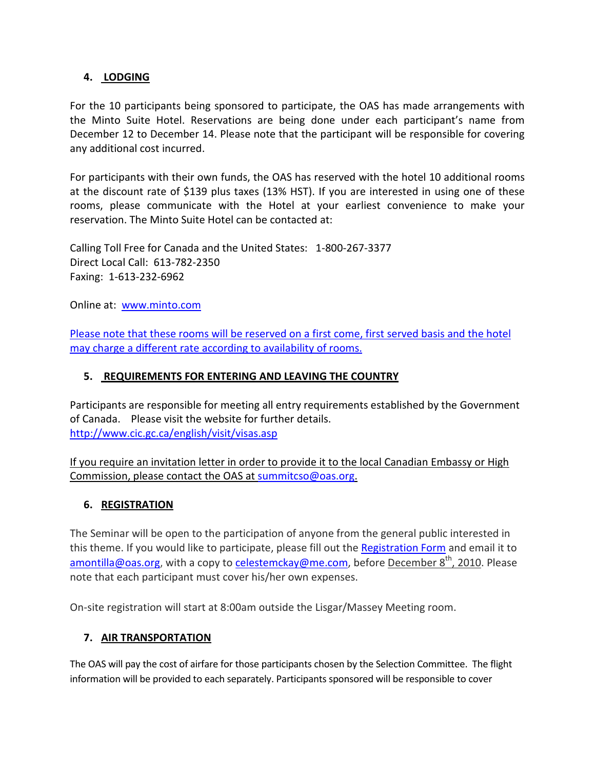## 4. LODGING

For the 10 participants being sponsored to participate, the OAS has made arrangements with the Minto Suite Hotel. Reservations are being done under each participant's name from December 12 to December 14. Please note that the participant will be responsible for covering any additional cost incurred.

For participants with their own funds, the OAS has reserved with the hotel 10 additional rooms at the discount rate of $139 plus taxes (13% HST). If you are interested in using one of these rooms, please communicate with the Hotel at your earliest convenience to make your reservation. The Minto Suite Hotel can be contacted at:

Calling Toll Free for Canada and the United States: 1-800-267-3377
Direct Local Call: 613-782-2350
Faxing: 1-613-232-6962

Online at: [www.minto.com](www.minto.com)

Please note that these rooms will be reserved on a first come, first served basis and the hotel may charge a different rate according to availability of rooms.

## 5. REQUIREMENTS FOR ENTERING AND LEAVING THE COUNTRY

Participants are responsible for meeting all entry requirements established by the Government of Canada. Please visit the website for further details.
http://www.cic.gc.ca/english/visit/visas.asp

If you require an invitation letter in order to provide it to the local Canadian Embassy or High Commission, please contact the OAS at summitcso@oas.org.

## 6. REGISTRATION

The Seminar will be open to the participation of anyone from the general public interested in this theme. If you would like to participate, please fill out the Registration Form and email it to amontilla@oas.org, with a copy to celestemckay@me.com, before December 8th, 2010. Please note that each participant must cover his/her own expenses.

On-site registration will start at 8:00am outside the Lisgar/Massey Meeting room.

## 7. AIR TRANSPORTATION

The OAS will pay the cost of airfare for those participants chosen by the Selection Committee. The flight information will be provided to each separately. Participants sponsored will be responsible to cover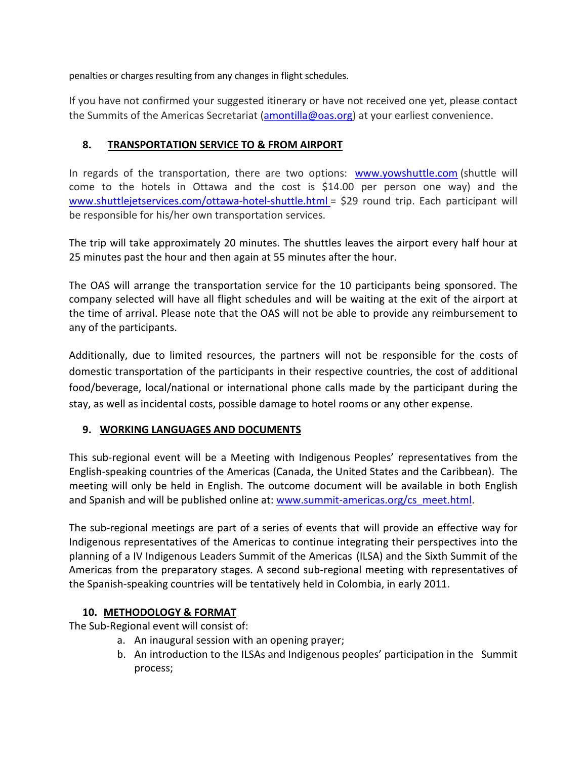penalties or charges resulting from any changes in flight schedules.

If you have not confirmed your suggested itinerary or have not received one yet, please contact the Summits of the Americas Secretariat (amontilla@oas.org) at your earliest convenience.

## 8. TRANSPORTATION SERVICE TO & FROM AIRPORT

In regards of the transportation, there are two options: www.yowshuttle.com (shuttle will come to the hotels in Ottawa and the cost is $14.00 per person one way) and the www.shuttlejetservices.com/ottawa-hotel-shuttle.html = $29 round trip. Each participant will be responsible for his/her own transportation services.

The trip will take approximately 20 minutes. The shuttles leaves the airport every half hour at 25 minutes past the hour and then again at 55 minutes after the hour.

The OAS will arrange the transportation service for the 10 participants being sponsored. The company selected will have all flight schedules and will be waiting at the exit of the airport at the time of arrival. Please note that the OAS will not be able to provide any reimbursement to any of the participants.

Additionally, due to limited resources, the partners will not be responsible for the costs of domestic transportation of the participants in their respective countries, the cost of additional food/beverage, local/national or international phone calls made by the participant during the stay, as well as incidental costs, possible damage to hotel rooms or any other expense.

## 9. WORKING LANGUAGES AND DOCUMENTS

This sub-regional event will be a Meeting with Indigenous Peoples' representatives from the English-speaking countries of the Americas (Canada, the United States and the Caribbean). The meeting will only be held in English. The outcome document will be available in both English and Spanish and will be published online at: www.summit-americas.org/cs_meet.html.

The sub-regional meetings are part of a series of events that will provide an effective way for Indigenous representatives of the Americas to continue integrating their perspectives into the planning of a IV Indigenous Leaders Summit of the Americas (ILSA) and the Sixth Summit of the Americas from the preparatory stages. A second sub-regional meeting with representatives of the Spanish-speaking countries will be tentatively held in Colombia, in early 2011.

## 10. METHODOLOGY & FORMAT

The Sub-Regional event will consist of:

a. An inaugural session with an opening prayer;
b. An introduction to the ILSAs and Indigenous peoples' participation in the Summit process;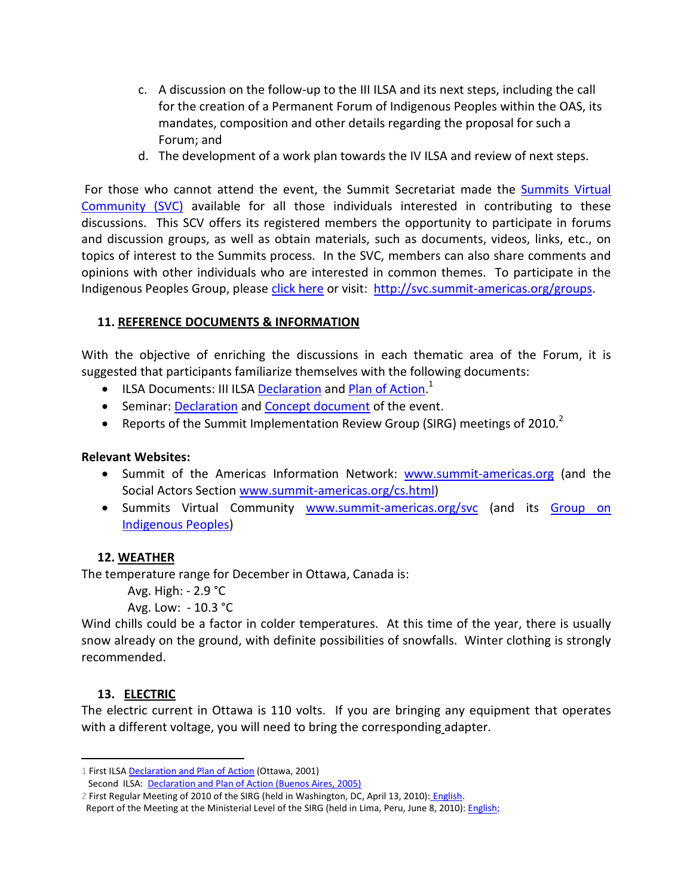c. A discussion on the follow-up to the III ILSA and its next steps, including the call for the creation of a Permanent Forum of Indigenous Peoples within the OAS, its mandates, composition and other details regarding the proposal for such a Forum; and
d. The development of a work plan towards the IV ILSA and review of next steps.

For those who cannot attend the event, the Summit Secretariat made the Summits Virtual Community (SVC) available for all those individuals interested in contributing to these discussions. This SCV offers its registered members the opportunity to participate in forums and discussion groups, as well as obtain materials, such as documents, videos, links, etc., on topics of interest to the Summits process. In the SVC, members can also share comments and opinions with other individuals who are interested in common themes. To participate in the Indigenous Peoples Group, please click here or visit: http://svc.summit-americas.org/groups.

## 11. REFERENCE DOCUMENTS & INFORMATION

With the objective of enriching the discussions in each thematic area of the Forum, it is suggested that participants familiarize themselves with the following documents:

- ILSA Documents: III ILSA Declaration and Plan of Action.[1]
- Seminar: Declaration and Concept document of the event.
- Reports of the Summit Implementation Review Group (SIRG) meetings of 2010.[2]

**Relevant Websites:**

- Summit of the Americas Information Network: www.summit-americas.org (and the Social Actors Section www.summit-americas.org/cs.html)
- Summits Virtual Community www.summit-americas.org/svc (and its Group on Indigenous Peoples)

## 12. WEATHER

The temperature range for December in Ottawa, Canada is:

Avg. High: - 2.9 °C
Avg. Low: - 10.3 °C

Wind chills could be a factor in colder temperatures. At this time of the year, there is usually snow already on the ground, with definite possibilities of snowfalls. Winter clothing is strongly recommended.

## 13. ELECTRIC

The electric current in Ottawa is 110 volts. If you are bringing any equipment that operates with a different voltage, you will need to bring the corresponding adapter.

---

1 First ILSA Declaration and Plan of Action (Ottawa, 2001)
Second ILSA: Declaration and Plan of Action (Buenos Aires, 2005)

2 First Regular Meeting of 2010 of the SIRG (held in Washington, DC, April 13, 2010): English.
Report of the Meeting at the Ministerial Level of the SIRG (held in Lima, Peru, June 8, 2010): English;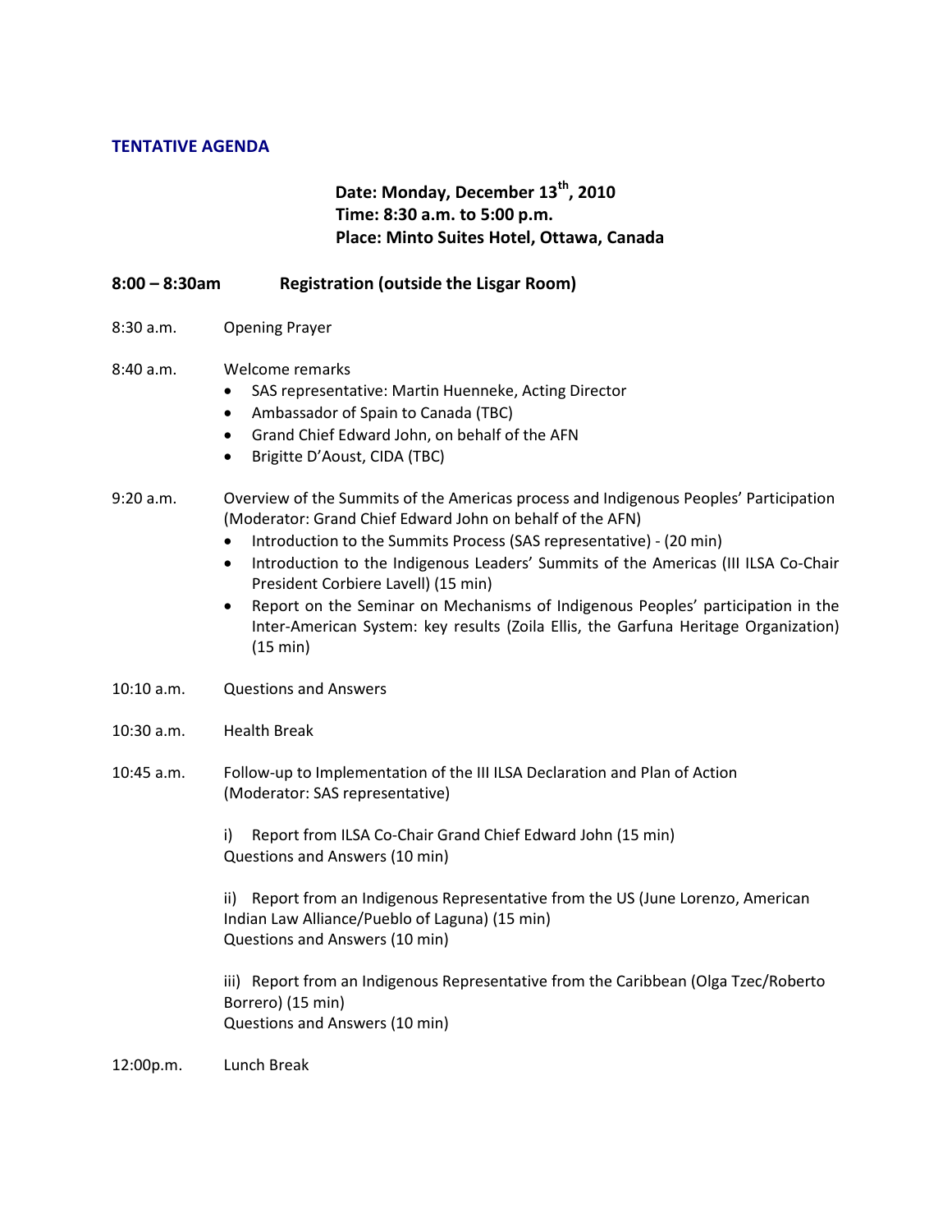## TENTATIVE AGENDA

**Date: Monday, December 13th, 2010**
**Time: 8:30 a.m. to 5:00 p.m.**
**Place: Minto Suites Hotel, Ottawa, Canada**

**8:00 – 8:30am Registration (outside the Lisgar Room)**

8:30 a.m. Opening Prayer

8:40 a.m. Welcome remarks

- SAS representative: Martin Huenneke, Acting Director
- Ambassador of Spain to Canada (TBC)
- Grand Chief Edward John, on behalf of the AFN
- Brigitte D'Aoust, CIDA (TBC)

9:20 a.m. Overview of the Summits of the Americas process and Indigenous Peoples' Participation (Moderator: Grand Chief Edward John on behalf of the AFN)

- Introduction to the Summits Process (SAS representative) - (20 min)
- Introduction to the Indigenous Leaders' Summits of the Americas (III ILSA Co-Chair President Corbiere Lavell) (15 min)
- Report on the Seminar on Mechanisms of Indigenous Peoples' participation in the Inter-American System: key results (Zoila Ellis, the Garfuna Heritage Organization) (15 min)

10:10 a.m. Questions and Answers

10:30 a.m. Health Break

10:45 a.m. Follow-up to Implementation of the III ILSA Declaration and Plan of Action (Moderator: SAS representative)

i) Report from ILSA Co-Chair Grand Chief Edward John (15 min)
Questions and Answers (10 min)

ii) Report from an Indigenous Representative from the US (June Lorenzo, American Indian Law Alliance/Pueblo of Laguna) (15 min)
Questions and Answers (10 min)

iii) Report from an Indigenous Representative from the Caribbean (Olga Tzec/Roberto Borrero) (15 min)
Questions and Answers (10 min)

12:00p.m. Lunch Break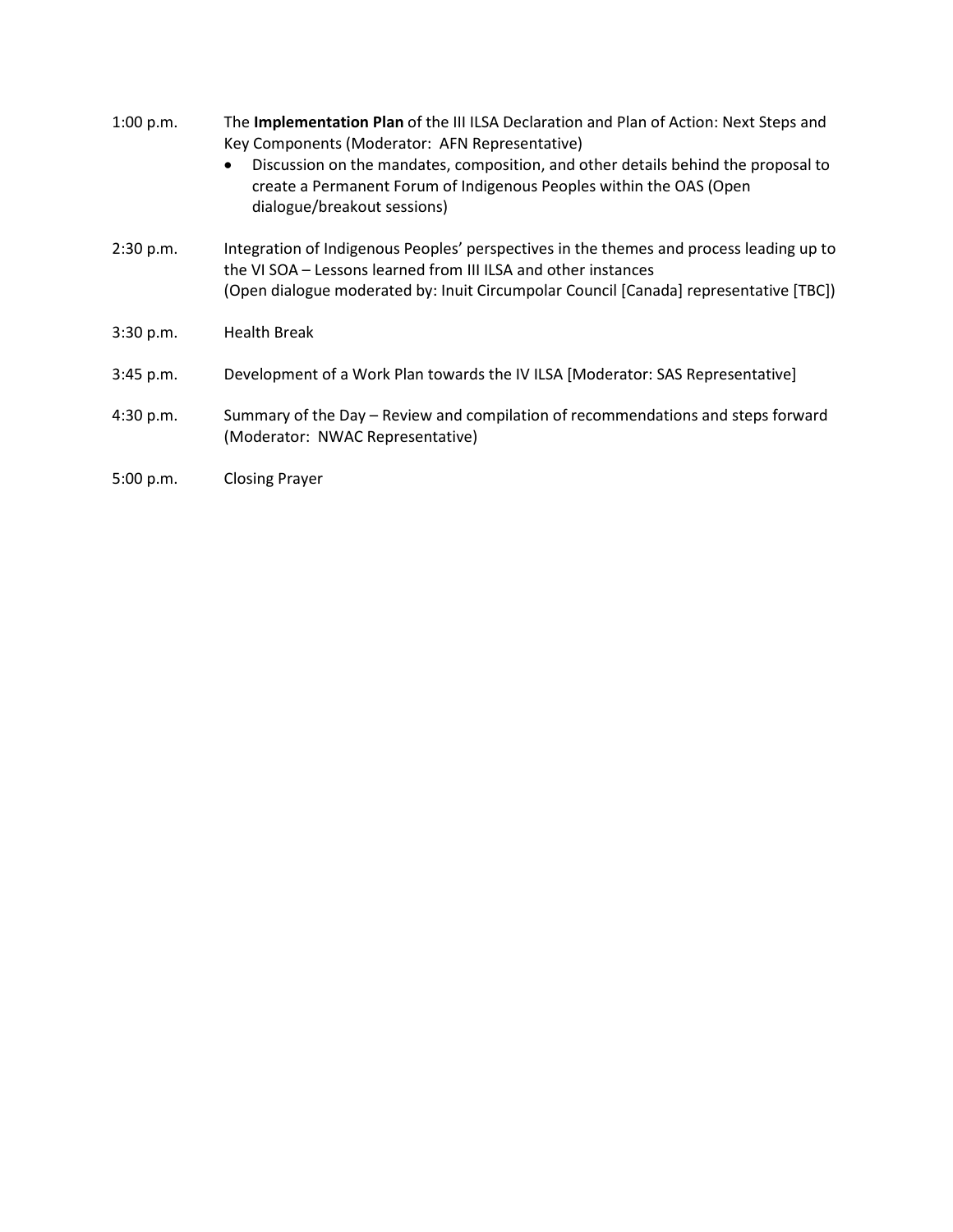1:00 p.m. The **Implementation Plan** of the III ILSA Declaration and Plan of Action: Next Steps and Key Components (Moderator: AFN Representative)

- Discussion on the mandates, composition, and other details behind the proposal to create a Permanent Forum of Indigenous Peoples within the OAS (Open dialogue/breakout sessions)

2:30 p.m. Integration of Indigenous Peoples' perspectives in the themes and process leading up to the VI SOA – Lessons learned from III ILSA and other instances
(Open dialogue moderated by: Inuit Circumpolar Council [Canada] representative [TBC])

3:30 p.m. Health Break

3:45 p.m. Development of a Work Plan towards the IV ILSA [Moderator: SAS Representative]

4:30 p.m. Summary of the Day – Review and compilation of recommendations and steps forward (Moderator: NWAC Representative)

5:00 p.m. Closing Prayer